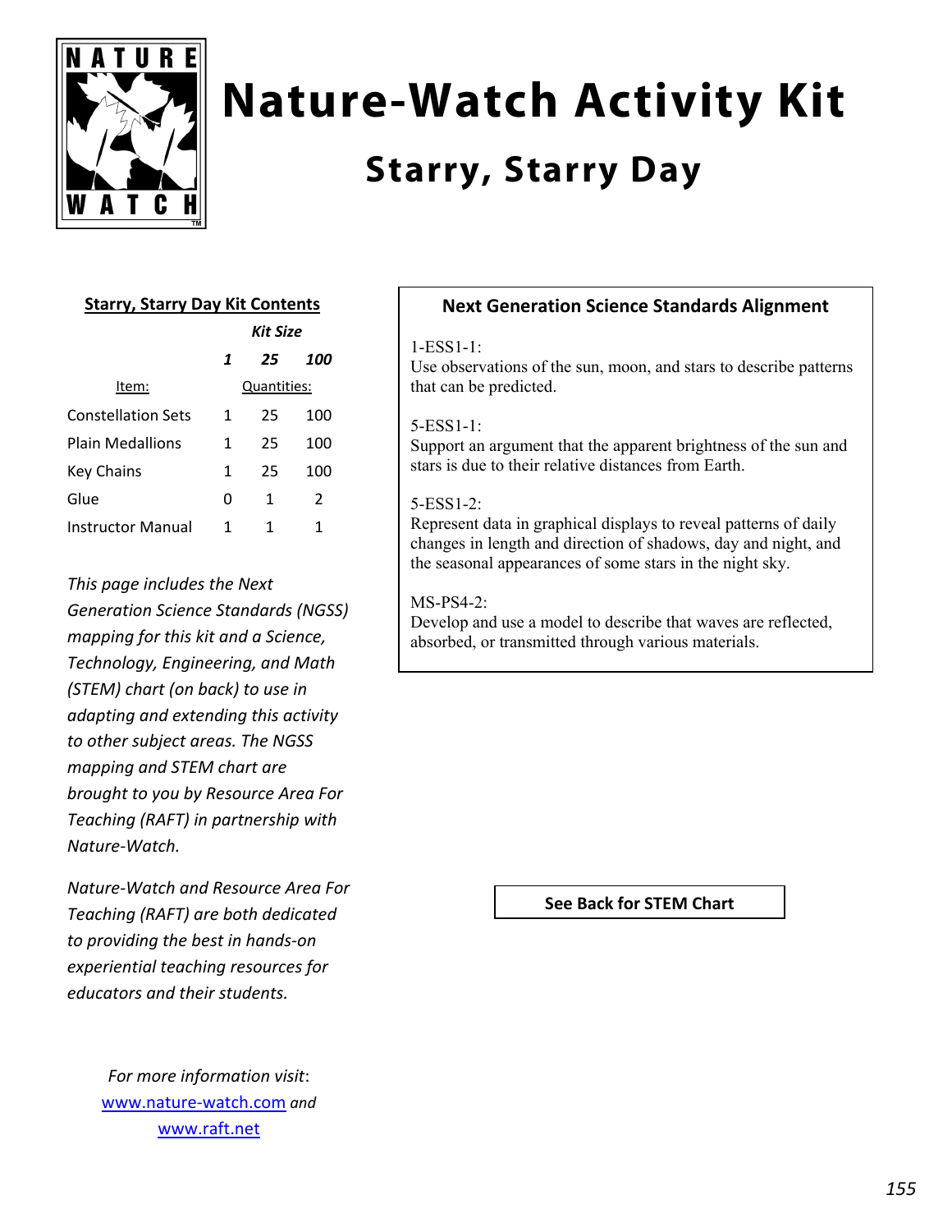# Nature-Watch Activity Kit

## Starry, Starry Day

### Starry, Starry Day Kit Contents

| | Kit Size | | |
|---|---|---|---|
| | *1* | *25* | *100* |
| Item: | Quantities: | | |
| Constellation Sets | 1 | 25 | 100 |
| Plain Medallions | 1 | 25 | 100 |
| Key Chains | 1 | 25 | 100 |
| Glue | 0 | 1 | 2 |
| Instructor Manual | 1 | 1 | 1 |

*This page includes the Next Generation Science Standards (NGSS) mapping for this kit and a Science, Technology, Engineering, and Math (STEM) chart (on back) to use in adapting and extending this activity to other subject areas. The NGSS mapping and STEM chart are brought to you by Resource Area For Teaching (RAFT) in partnership with Nature-Watch.*

*Nature-Watch and Resource Area For Teaching (RAFT) are both dedicated to providing the best in hands-on experiential teaching resources for educators and their students.*

*For more information visit*: www.nature-watch.com *and* www.raft.net

### Next Generation Science Standards Alignment

1-ESS1-1:
Use observations of the sun, moon, and stars to describe patterns that can be predicted.

5-ESS1-1:
Support an argument that the apparent brightness of the sun and stars is due to their relative distances from Earth.

5-ESS1-2:
Represent data in graphical displays to reveal patterns of daily changes in length and direction of shadows, day and night, and the seasonal appearances of some stars in the night sky.

MS-PS4-2:
Develop and use a model to describe that waves are reflected, absorbed, or transmitted through various materials.

**See Back for STEM Chart**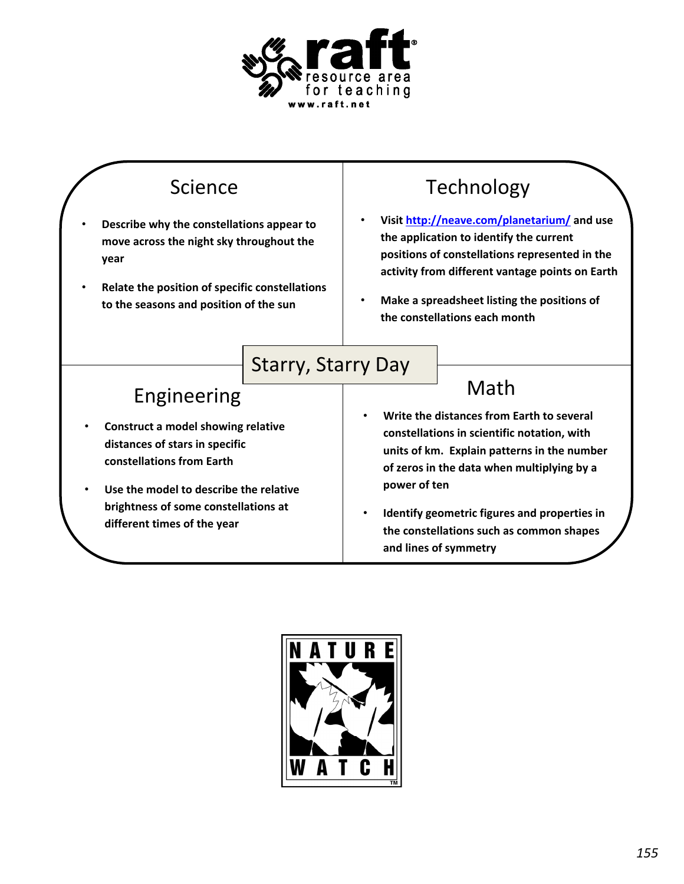# Starry, Starry Day

## Science

- Describe why the constellations appear to move across the night sky throughout the year
- Relate the position of specific constellations to the seasons and position of the sun

## Technology

- Visit [http://neave.com/planetarium/](http://neave.com/planetarium/) and use the application to identify the current positions of constellations represented in the activity from different vantage points on Earth
- Make a spreadsheet listing the positions of the constellations each month

## Engineering

- Construct a model showing relative distances of stars in specific constellations from Earth
- Use the model to describe the relative brightness of some constellations at different times of the year

## Math

- Write the distances from Earth to several constellations in scientific notation, with units of km. Explain patterns in the number of zeros in the data when multiplying by a power of ten
- Identify geometric figures and properties in the constellations such as common shapes and lines of symmetry